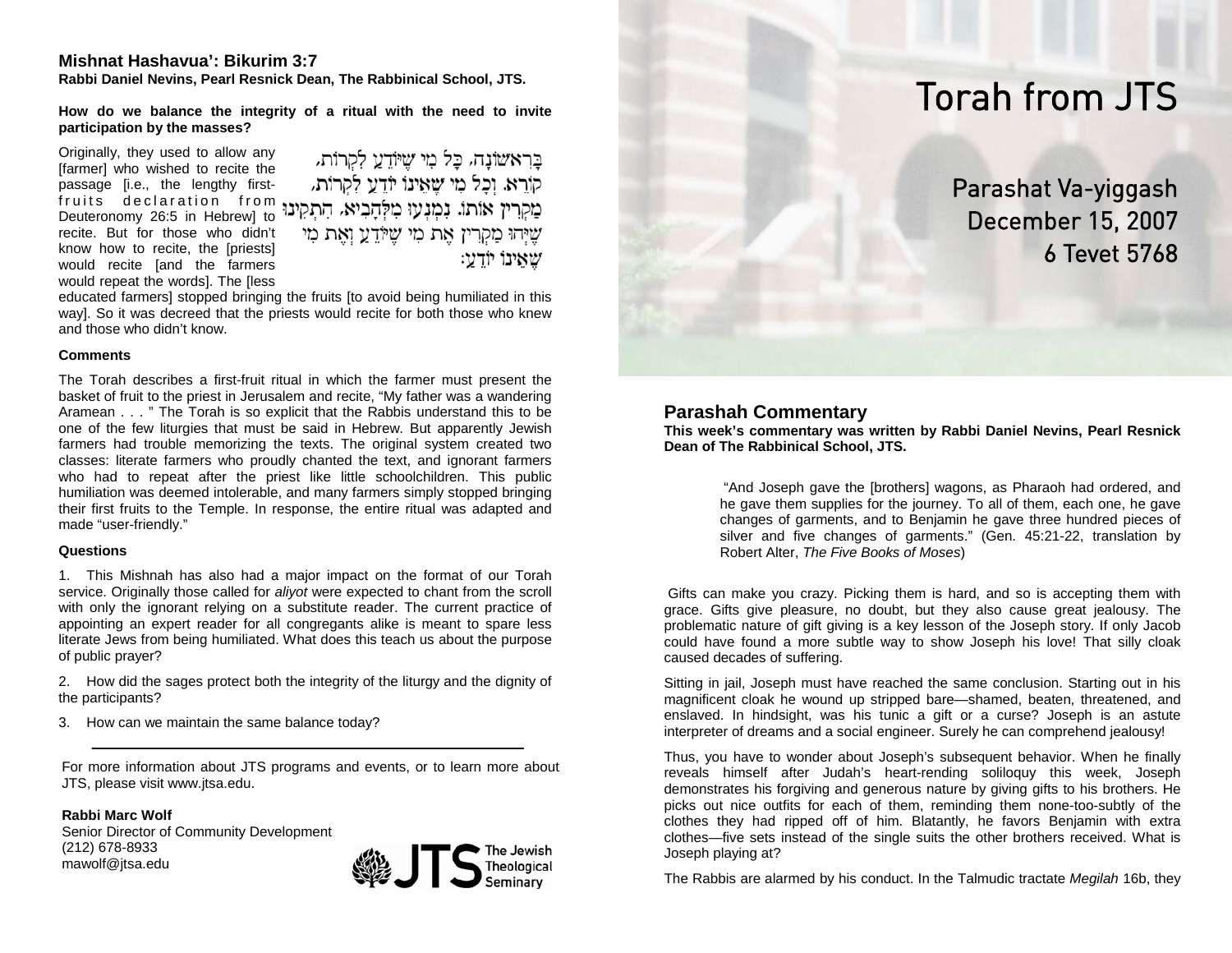# Torah from JTS

## Parashat Va-yiggash
## December 15, 2007
## 6 Tevet 5768

## Parashah Commentary

**This week's commentary was written by Rabbi Daniel Nevins, Pearl Resnick Dean of The Rabbinical School, JTS.**

> "And Joseph gave the [brothers] wagons, as Pharaoh had ordered, and he gave them supplies for the journey. To all of them, each one, he gave changes of garments, and to Benjamin he gave three hundred pieces of silver and five changes of garments." (Gen. 45:21-22, translation by Robert Alter, *The Five Books of Moses*)

Gifts can make you crazy. Picking them is hard, and so is accepting them with grace. Gifts give pleasure, no doubt, but they also cause great jealousy. The problematic nature of gift giving is a key lesson of the Joseph story. If only Jacob could have found a more subtle way to show Joseph his love! That silly cloak caused decades of suffering.

Sitting in jail, Joseph must have reached the same conclusion. Starting out in his magnificent cloak he wound up stripped bare—shamed, beaten, threatened, and enslaved. In hindsight, was his tunic a gift or a curse? Joseph is an astute interpreter of dreams and a social engineer. Surely he can comprehend jealousy!

Thus, you have to wonder about Joseph's subsequent behavior. When he finally reveals himself after Judah's heart-rending soliloquy this week, Joseph demonstrates his forgiving and generous nature by giving gifts to his brothers. He picks out nice outfits for each of them, reminding them none-too-subtly of the clothes they had ripped off of him. Blatantly, he favors Benjamin with extra clothes—five sets instead of the single suits the other brothers received. What is Joseph playing at?

The Rabbis are alarmed by his conduct. In the Talmudic tractate *Megilah* 16b, they

## Mishnat Hashavua': Bikurim 3:7

**Rabbi Daniel Nevins, Pearl Resnick Dean, The Rabbinical School, JTS.**

**How do we balance the integrity of a ritual with the need to invite participation by the masses?**

בָּרִאשׁוֹנָה, כָּל מִי שֶׁיּוֹדֵעַ לִקְרוֹת, קוֹרֵא. וְכָל מִי שֶׁאֵינוֹ יוֹדֵעַ לִקְרוֹת, מַקְרִין אוֹתוֹ. נִמְנְעוּ מִלְּהָבִיא. הִתְקִינוּ שֶׁיְּהוּ מַקְרִין אֶת מִי שֶׁיּוֹדֵעַ וְאֶת מִי שֶׁאֵינוֹ יוֹדֵעַ:

Originally, they used to allow any [farmer] who wished to recite the passage [i.e., the lengthy first-fruits declaration from Deuteronomy 26:5 in Hebrew] to recite. But for those who didn't know how to recite, the [priests] would recite [and the farmers would repeat the words]. The [less educated farmers] stopped bringing the fruits [to avoid being humiliated in this way]. So it was decreed that the priests would recite for both those who knew and those who didn't know.

### Comments

The Torah describes a first-fruit ritual in which the farmer must present the basket of fruit to the priest in Jerusalem and recite, "My father was a wandering Aramean . . . " The Torah is so explicit that the Rabbis understand this to be one of the few liturgies that must be said in Hebrew. But apparently Jewish farmers had trouble memorizing the texts. The original system created two classes: literate farmers who proudly chanted the text, and ignorant farmers who had to repeat after the priest like little schoolchildren. This public humiliation was deemed intolerable, and many farmers simply stopped bringing their first fruits to the Temple. In response, the entire ritual was adapted and made "user-friendly."

### Questions

1. This Mishnah has also had a major impact on the format of our Torah service. Originally those called for *aliyot* were expected to chant from the scroll with only the ignorant relying on a substitute reader. The current practice of appointing an expert reader for all congregants alike is meant to spare less literate Jews from being humiliated. What does this teach us about the purpose of public prayer?

2. How did the sages protect both the integrity of the liturgy and the dignity of the participants?

3. How can we maintain the same balance today?

---

For more information about JTS programs and events, or to learn more about JTS, please visit www.jtsa.edu.

**Rabbi Marc Wolf**
Senior Director of Community Development
(212) 678-8933
mawolf@jtsa.edu

JTS The Jewish Theological Seminary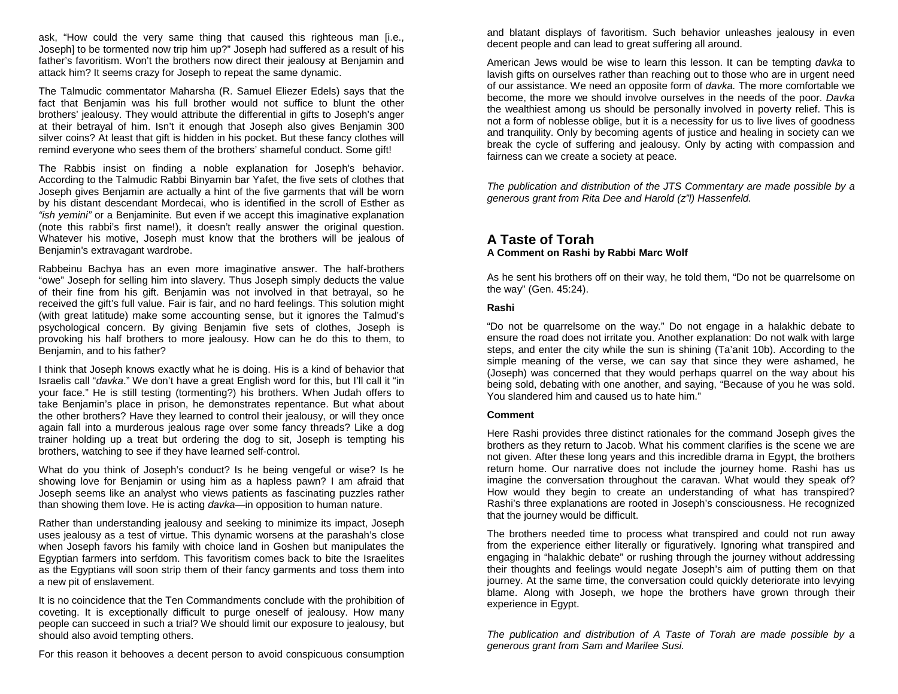ask, "How could the very same thing that caused this righteous man [i.e., Joseph] to be tormented now trip him up?" Joseph had suffered as a result of his father's favoritism. Won't the brothers now direct their jealousy at Benjamin and attack him? It seems crazy for Joseph to repeat the same dynamic.

The Talmudic commentator Maharsha (R. Samuel Eliezer Edels) says that the fact that Benjamin was his full brother would not suffice to blunt the other brothers' jealousy. They would attribute the differential in gifts to Joseph's anger at their betrayal of him. Isn't it enough that Joseph also gives Benjamin 300 silver coins? At least that gift is hidden in his pocket. But these fancy clothes will remind everyone who sees them of the brothers' shameful conduct. Some gift!

The Rabbis insist on finding a noble explanation for Joseph's behavior. According to the Talmudic Rabbi Binyamin bar Yafet, the five sets of clothes that Joseph gives Benjamin are actually a hint of the five garments that will be worn by his distant descendant Mordecai, who is identified in the scroll of Esther as *"ish yemini"* or a Benjaminite. But even if we accept this imaginative explanation (note this rabbi's first name!), it doesn't really answer the original question. Whatever his motive, Joseph must know that the brothers will be jealous of Benjamin's extravagant wardrobe.

Rabbeinu Bachya has an even more imaginative answer. The half-brothers "owe" Joseph for selling him into slavery. Thus Joseph simply deducts the value of their fine from his gift. Benjamin was not involved in that betrayal, so he received the gift's full value. Fair is fair, and no hard feelings. This solution might (with great latitude) make some accounting sense, but it ignores the Talmud's psychological concern. By giving Benjamin five sets of clothes, Joseph is provoking his half brothers to more jealousy. How can he do this to them, to Benjamin, and to his father?

I think that Joseph knows exactly what he is doing. His is a kind of behavior that Israelis call "*davka*." We don't have a great English word for this, but I'll call it "in your face." He is still testing (tormenting?) his brothers. When Judah offers to take Benjamin's place in prison, he demonstrates repentance. But what about the other brothers? Have they learned to control their jealousy, or will they once again fall into a murderous jealous rage over some fancy threads? Like a dog trainer holding up a treat but ordering the dog to sit, Joseph is tempting his brothers, watching to see if they have learned self-control.

What do you think of Joseph's conduct? Is he being vengeful or wise? Is he showing love for Benjamin or using him as a hapless pawn? I am afraid that Joseph seems like an analyst who views patients as fascinating puzzles rather than showing them love. He is acting *davka*—in opposition to human nature.

Rather than understanding jealousy and seeking to minimize its impact, Joseph uses jealousy as a test of virtue. This dynamic worsens at the parashah's close when Joseph favors his family with choice land in Goshen but manipulates the Egyptian farmers into serfdom. This favoritism comes back to bite the Israelites as the Egyptians will soon strip them of their fancy garments and toss them into a new pit of enslavement.

It is no coincidence that the Ten Commandments conclude with the prohibition of coveting. It is exceptionally difficult to purge oneself of jealousy. How many people can succeed in such a trial? We should limit our exposure to jealousy, but should also avoid tempting others.

For this reason it behooves a decent person to avoid conspicuous consumption and blatant displays of favoritism. Such behavior unleashes jealousy in even decent people and can lead to great suffering all around.

American Jews would be wise to learn this lesson. It can be tempting *davka* to lavish gifts on ourselves rather than reaching out to those who are in urgent need of our assistance. We need an opposite form of *davka.* The more comfortable we become, the more we should involve ourselves in the needs of the poor. *Davka* the wealthiest among us should be personally involved in poverty relief. This is not a form of noblesse oblige, but it is a necessity for us to live lives of goodness and tranquility. Only by becoming agents of justice and healing in society can we break the cycle of suffering and jealousy. Only by acting with compassion and fairness can we create a society at peace.

*The publication and distribution of the JTS Commentary are made possible by a generous grant from Rita Dee and Harold (z"l) Hassenfeld.*

## A Taste of Torah

**A Comment on Rashi by Rabbi Marc Wolf**

As he sent his brothers off on their way, he told them, "Do not be quarrelsome on the way" (Gen. 45:24).

**Rashi**

"Do not be quarrelsome on the way." Do not engage in a halakhic debate to ensure the road does not irritate you. Another explanation: Do not walk with large steps, and enter the city while the sun is shining (Ta'anit 10b). According to the simple meaning of the verse, we can say that since they were ashamed, he (Joseph) was concerned that they would perhaps quarrel on the way about his being sold, debating with one another, and saying, "Because of you he was sold. You slandered him and caused us to hate him."

**Comment**

Here Rashi provides three distinct rationales for the command Joseph gives the brothers as they return to Jacob. What his comment clarifies is the scene we are not given. After these long years and this incredible drama in Egypt, the brothers return home. Our narrative does not include the journey home. Rashi has us imagine the conversation throughout the caravan. What would they speak of? How would they begin to create an understanding of what has transpired? Rashi's three explanations are rooted in Joseph's consciousness. He recognized that the journey would be difficult.

The brothers needed time to process what transpired and could not run away from the experience either literally or figuratively. Ignoring what transpired and engaging in "halakhic debate" or rushing through the journey without addressing their thoughts and feelings would negate Joseph's aim of putting them on that journey. At the same time, the conversation could quickly deteriorate into levying blame. Along with Joseph, we hope the brothers have grown through their experience in Egypt.

*The publication and distribution of A Taste of Torah are made possible by a generous grant from Sam and Marilee Susi.*